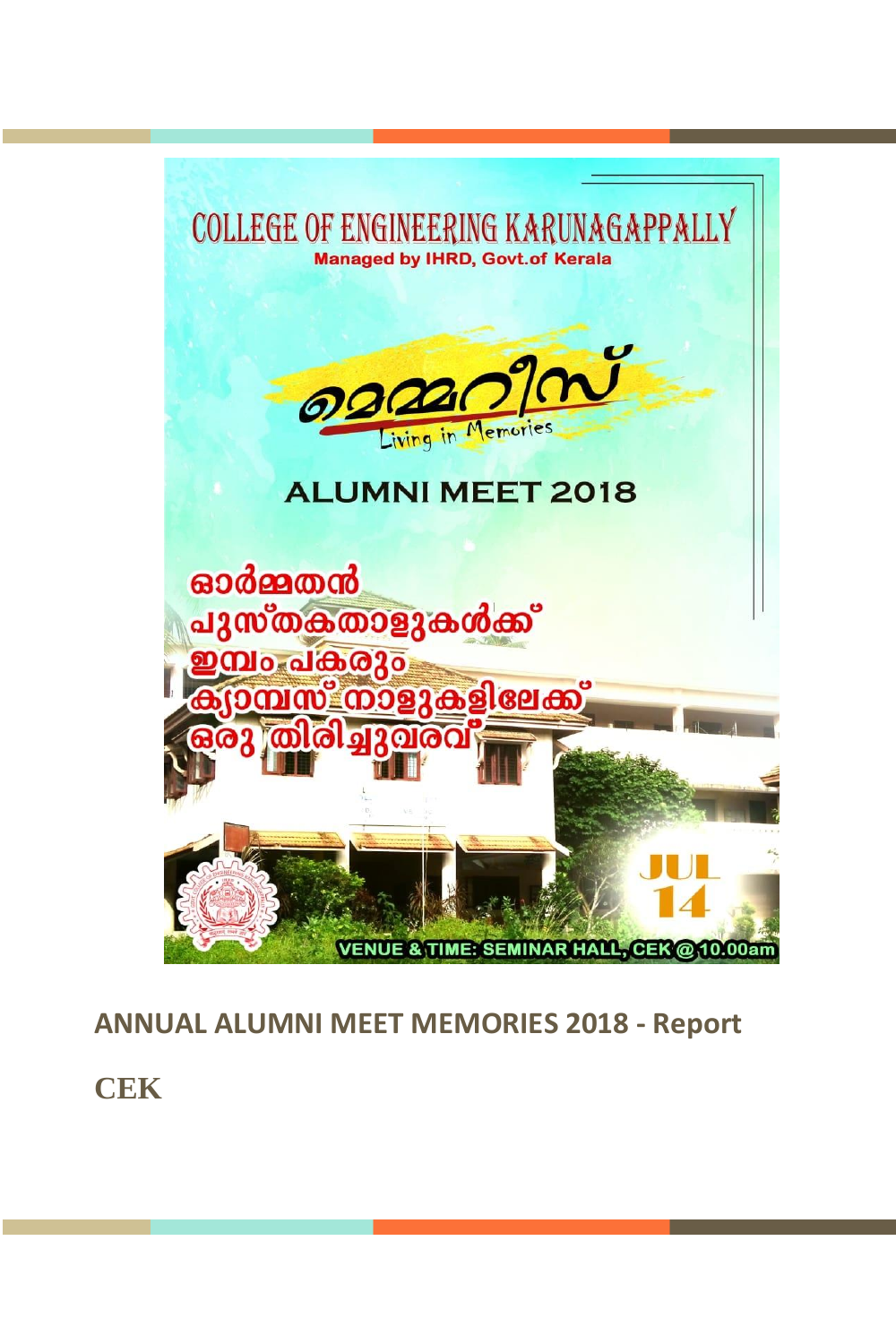# COLLEGE OF ENGINEERING KARUNAGAPPALLY

**Managed by IHRD, Govt.of Kerala**

മെമ്മറീസ്

Living in Memories

## ALUMNI MEET 2018

ഓർമ്മതൻ
പുസ്തകതാളുകൾക്ക്
ഇമ്പം പകരും
ക്യാമ്പസ് നാളുകളിലേക്ക്
ഒരു തിരിച്ചുവരവ്

JUL 14

VENUE & TIME: SEMINAR HALL, CEK @ 10.00am

## ANNUAL ALUMNI MEET MEMORIES 2018 - Report

## CEK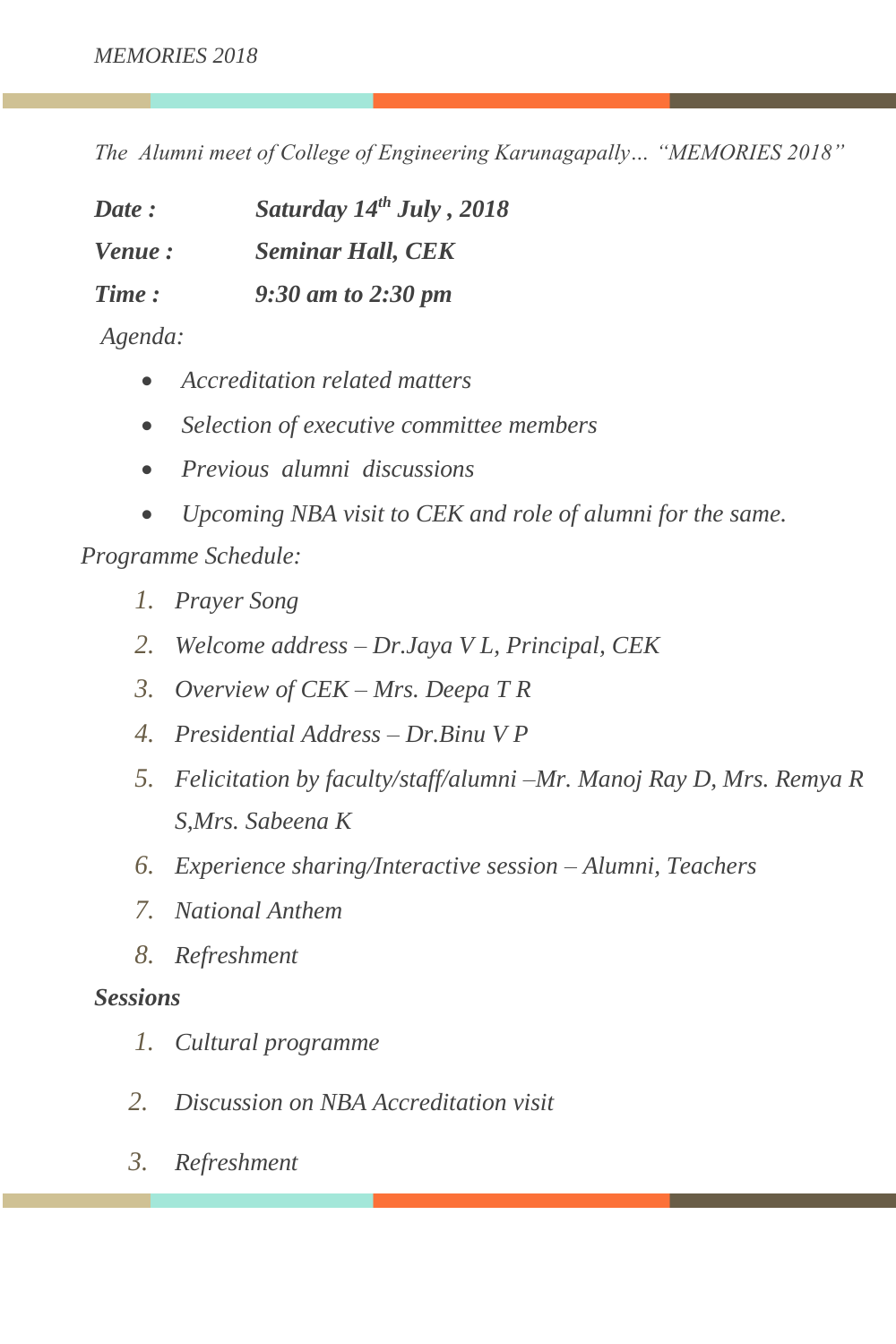*The Alumni meet of College of Engineering Karunagapally… "MEMORIES 2018"*

***Date :*** ***Saturday 14th July , 2018***

***Venue :*** ***Seminar Hall, CEK***

***Time :*** ***9:30 am to 2:30 pm***

*Agenda:*

- *Accreditation related matters*
- *Selection of executive committee members*
- *Previous alumni discussions*
- *Upcoming NBA visit to CEK and role of alumni for the same.*

*Programme Schedule:*

1. *Prayer Song*
2. *Welcome address – Dr.Jaya V L, Principal, CEK*
3. *Overview of CEK – Mrs. Deepa T R*
4. *Presidential Address – Dr.Binu V P*
5. *Felicitation by faculty/staff/alumni –Mr. Manoj Ray D, Mrs. Remya R S,Mrs. Sabeena K*
6. *Experience sharing/Interactive session – Alumni, Teachers*
7. *National Anthem*
8. *Refreshment*

***Sessions***

1. *Cultural programme*
2. *Discussion on NBA Accreditation visit*
3. *Refreshment*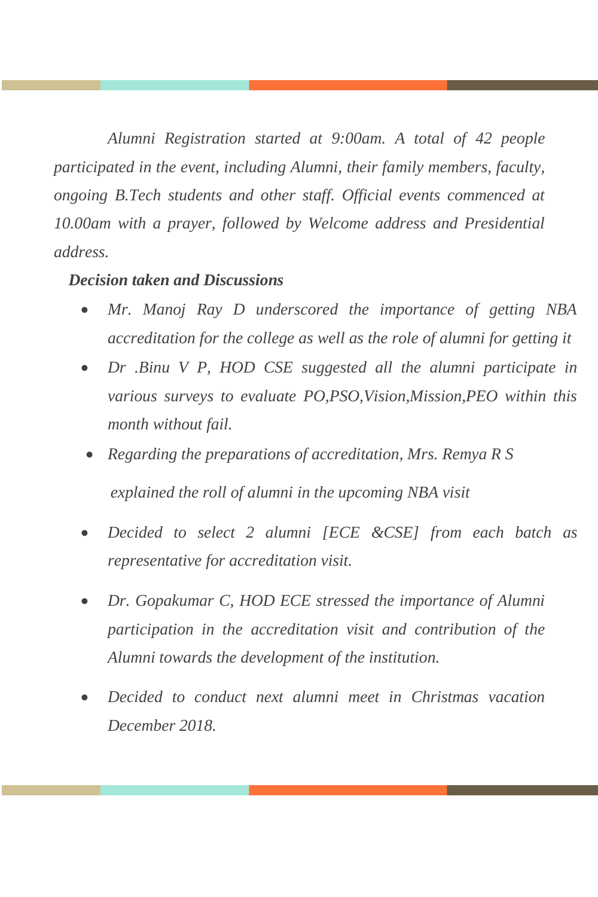*Alumni Registration started at 9:00am. A total of 42 people participated in the event, including Alumni, their family members, faculty, ongoing B.Tech students and other staff. Official events commenced at 10.00am with a prayer, followed by Welcome address and Presidential address.*

***Decision taken and Discussions***

- *Mr. Manoj Ray D underscored the importance of getting NBA accreditation for the college as well as the role of alumni for getting it*
- *Dr .Binu V P, HOD CSE suggested all the alumni participate in various surveys to evaluate PO,PSO,Vision,Mission,PEO within this month without fail.*
- *Regarding the preparations of accreditation, Mrs. Remya R S explained the roll of alumni in the upcoming NBA visit*
- *Decided to select 2 alumni [ECE &CSE] from each batch as representative for accreditation visit.*
- *Dr. Gopakumar C, HOD ECE stressed the importance of Alumni participation in the accreditation visit and contribution of the Alumni towards the development of the institution.*
- *Decided to conduct next alumni meet in Christmas vacation December 2018.*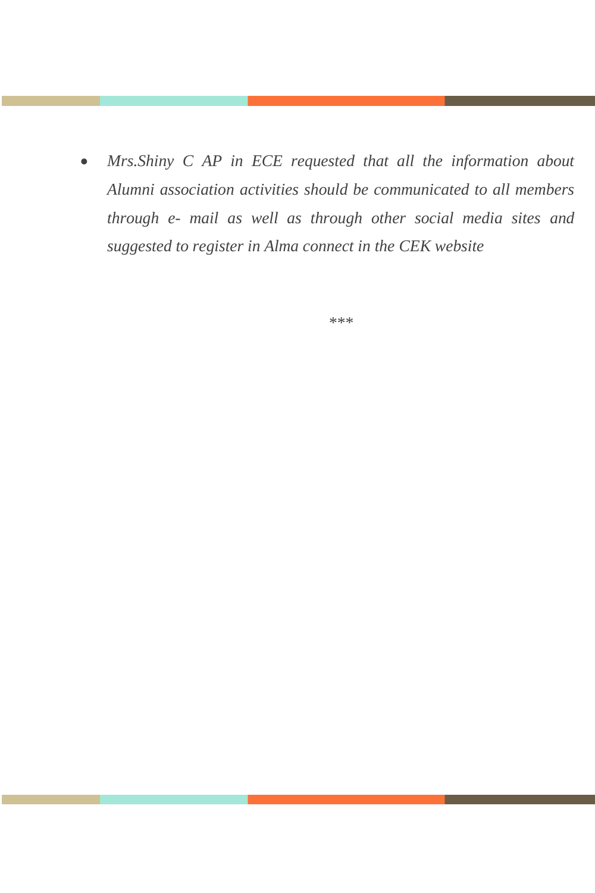- *Mrs.Shiny C AP in ECE requested that all the information about Alumni association activities should be communicated to all members through e- mail as well as through other social media sites and suggested to register in Alma connect in the CEK website*

***